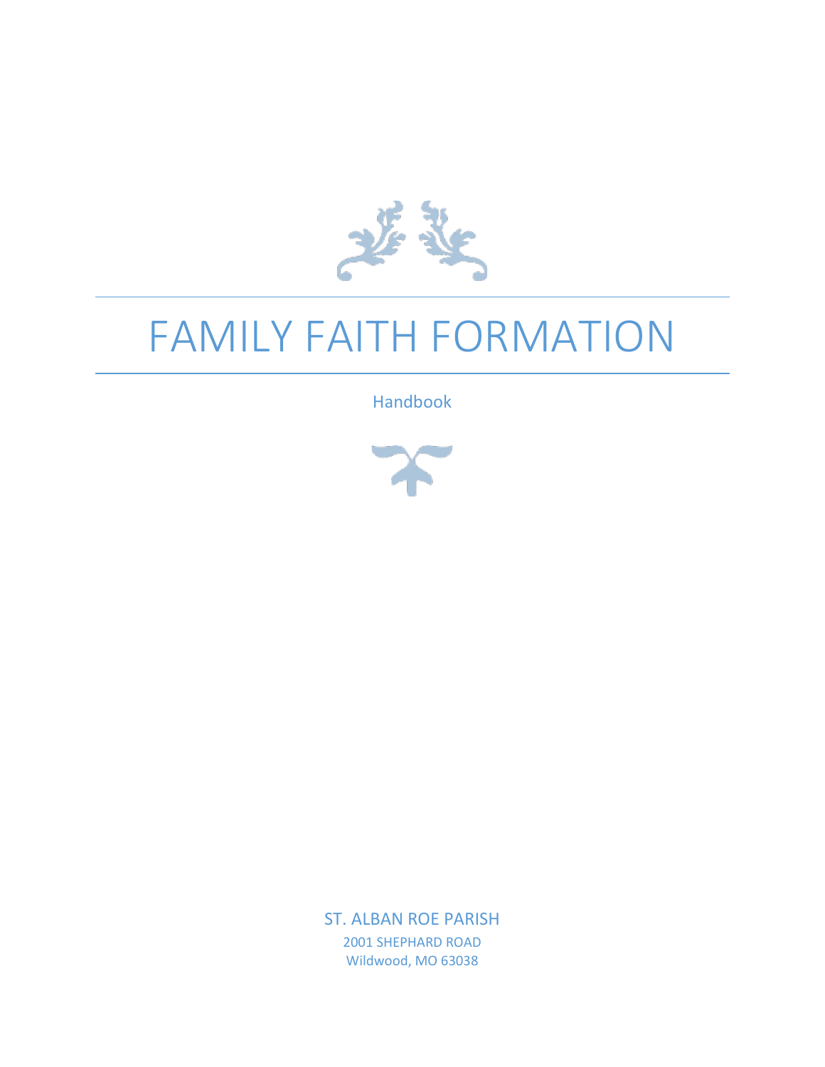# FAMILY FAITH FORMATION

Handbook

ST. ALBAN ROE PARISH

2001 SHEPHARD ROAD

Wildwood, MO 63038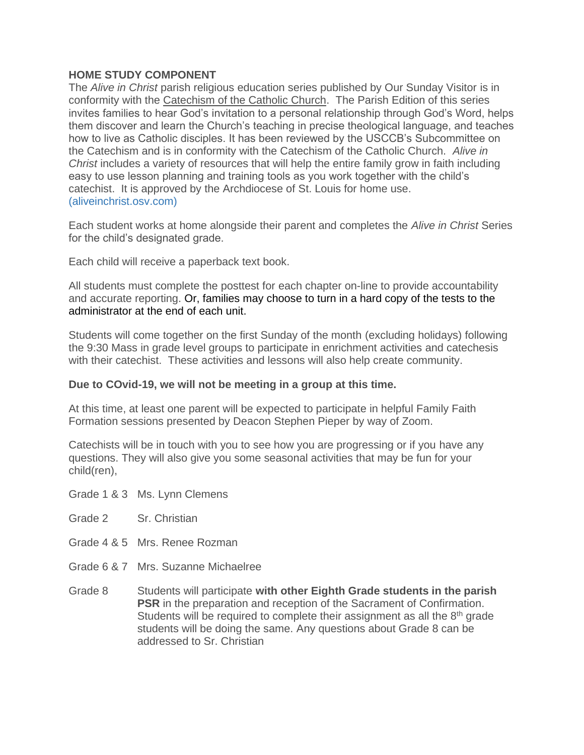**HOME STUDY COMPONENT**

The *Alive in Christ* parish religious education series published by Our Sunday Visitor is in conformity with the Catechism of the Catholic Church. The Parish Edition of this series invites families to hear God's invitation to a personal relationship through God's Word, helps them discover and learn the Church's teaching in precise theological language, and teaches how to live as Catholic disciples. It has been reviewed by the USCCB's Subcommittee on the Catechism and is in conformity with the Catechism of the Catholic Church. *Alive in Christ* includes a variety of resources that will help the entire family grow in faith including easy to use lesson planning and training tools as you work together with the child's catechist. It is approved by the Archdiocese of St. Louis for home use. (aliveinchrist.osv.com)

Each student works at home alongside their parent and completes the *Alive in Christ* Series for the child's designated grade.

Each child will receive a paperback text book.

All students must complete the posttest for each chapter on-line to provide accountability and accurate reporting. Or, families may choose to turn in a hard copy of the tests to the administrator at the end of each unit.

Students will come together on the first Sunday of the month (excluding holidays) following the 9:30 Mass in grade level groups to participate in enrichment activities and catechesis with their catechist. These activities and lessons will also help create community.

**Due to COvid-19, we will not be meeting in a group at this time.**

At this time, at least one parent will be expected to participate in helpful Family Faith Formation sessions presented by Deacon Stephen Pieper by way of Zoom.

Catechists will be in touch with you to see how you are progressing or if you have any questions. They will also give you some seasonal activities that may be fun for your child(ren),

Grade 1 & 3 Ms. Lynn Clemens

Grade 2 Sr. Christian

Grade 4 & 5 Mrs. Renee Rozman

Grade 6 & 7 Mrs. Suzanne Michaelree

Grade 8 Students will participate **with other Eighth Grade students in the parish PSR** in the preparation and reception of the Sacrament of Confirmation. Students will be required to complete their assignment as all the 8th grade students will be doing the same. Any questions about Grade 8 can be addressed to Sr. Christian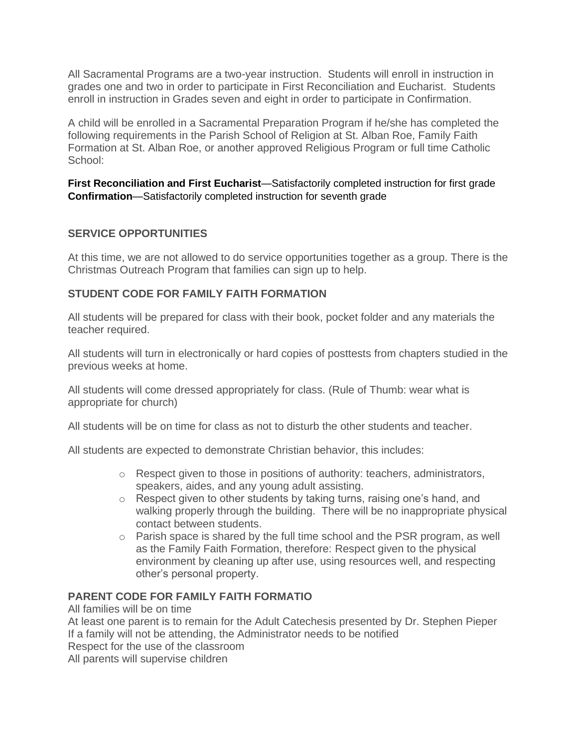All Sacramental Programs are a two-year instruction. Students will enroll in instruction in grades one and two in order to participate in First Reconciliation and Eucharist. Students enroll in instruction in Grades seven and eight in order to participate in Confirmation.

A child will be enrolled in a Sacramental Preparation Program if he/she has completed the following requirements in the Parish School of Religion at St. Alban Roe, Family Faith Formation at St. Alban Roe, or another approved Religious Program or full time Catholic School:

**First Reconciliation and First Eucharist**—Satisfactorily completed instruction for first grade
**Confirmation**—Satisfactorily completed instruction for seventh grade

## SERVICE OPPORTUNITIES

At this time, we are not allowed to do service opportunities together as a group. There is the Christmas Outreach Program that families can sign up to help.

## STUDENT CODE FOR FAMILY FAITH FORMATION

All students will be prepared for class with their book, pocket folder and any materials the teacher required.

All students will turn in electronically or hard copies of posttests from chapters studied in the previous weeks at home.

All students will come dressed appropriately for class. (Rule of Thumb: wear what is appropriate for church)

All students will be on time for class as not to disturb the other students and teacher.

All students are expected to demonstrate Christian behavior, this includes:

- Respect given to those in positions of authority: teachers, administrators, speakers, aides, and any young adult assisting.
- Respect given to other students by taking turns, raising one's hand, and walking properly through the building. There will be no inappropriate physical contact between students.
- Parish space is shared by the full time school and the PSR program, as well as the Family Faith Formation, therefore: Respect given to the physical environment by cleaning up after use, using resources well, and respecting other's personal property.

## PARENT CODE FOR FAMILY FAITH FORMATIO

All families will be on time
At least one parent is to remain for the Adult Catechesis presented by Dr. Stephen Pieper
If a family will not be attending, the Administrator needs to be notified
Respect for the use of the classroom
All parents will supervise children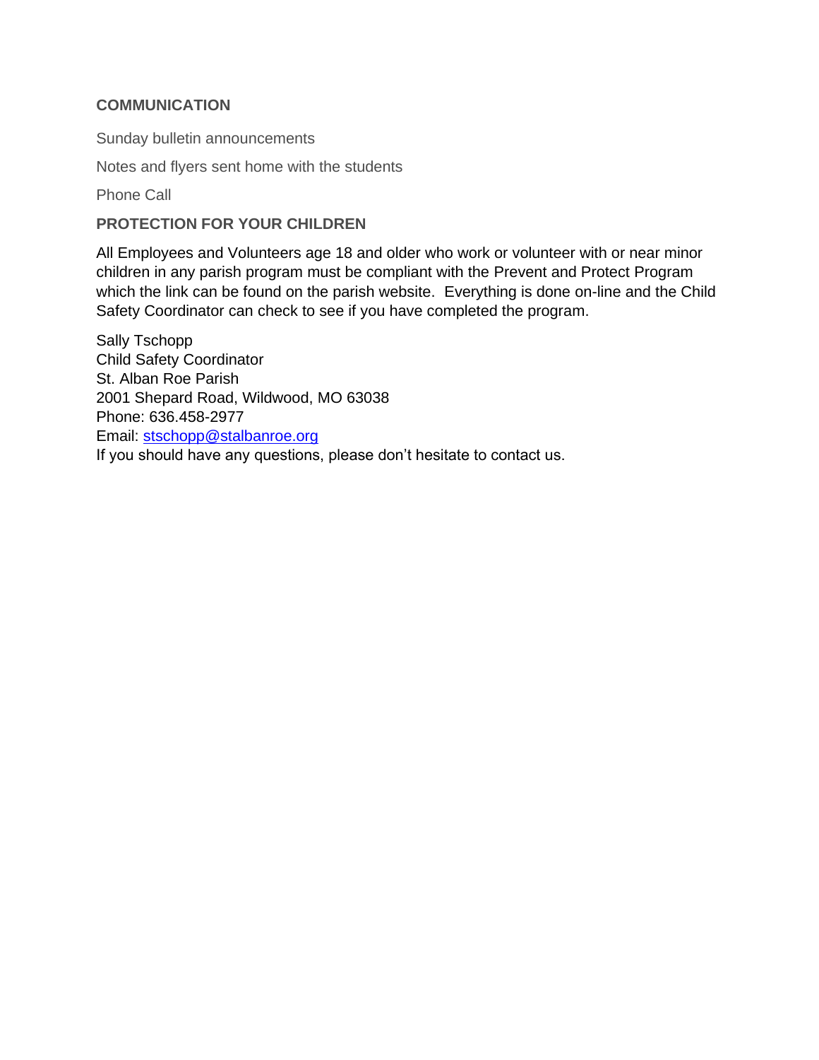### COMMUNICATION

Sunday bulletin announcements

Notes and flyers sent home with the students

Phone Call

### PROTECTION FOR YOUR CHILDREN

All Employees and Volunteers age 18 and older who work or volunteer with or near minor children in any parish program must be compliant with the Prevent and Protect Program which the link can be found on the parish website. Everything is done on-line and the Child Safety Coordinator can check to see if you have completed the program.

Sally Tschopp
Child Safety Coordinator
St. Alban Roe Parish
2001 Shepard Road, Wildwood, MO 63038
Phone: 636.458-2977
Email: stschopp@stalbanroe.org
If you should have any questions, please don't hesitate to contact us.